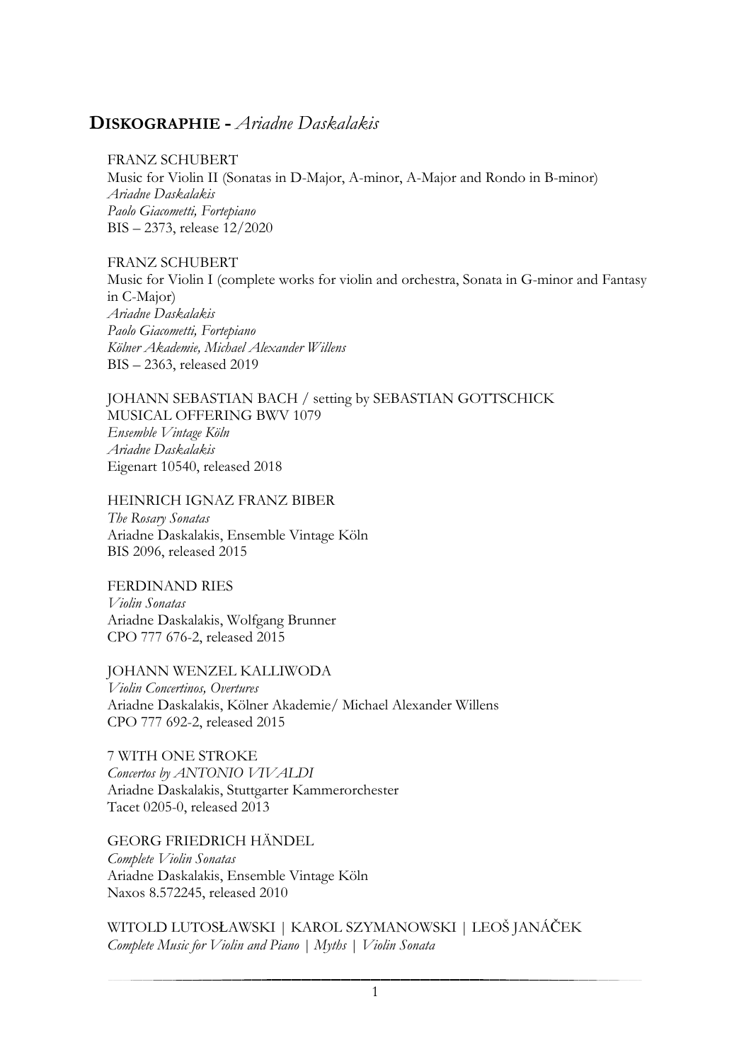# **DISKOGRAPHIE -** *Ariadne Daskalakis*

FRANZ SCHUBERT
Music for Violin II (Sonatas in D-Major, A-minor, A-Major and Rondo in B-minor)
*Ariadne Daskalakis*
*Paolo Giacometti, Fortepiano*
BIS – 2373, release 12/2020

FRANZ SCHUBERT
Music for Violin I (complete works for violin and orchestra, Sonata in G-minor and Fantasy in C-Major)
*Ariadne Daskalakis*
*Paolo Giacometti, Fortepiano*
*Kölner Akademie, Michael Alexander Willens*
BIS – 2363, released 2019

JOHANN SEBASTIAN BACH / setting by SEBASTIAN GOTTSCHICK
MUSICAL OFFERING BWV 1079
*Ensemble Vintage Köln*
*Ariadne Daskalakis*
Eigenart 10540, released 2018

HEINRICH IGNAZ FRANZ BIBER
*The Rosary Sonatas*
Ariadne Daskalakis, Ensemble Vintage Köln
BIS 2096, released 2015

FERDINAND RIES
*Violin Sonatas*
Ariadne Daskalakis, Wolfgang Brunner
CPO 777 676-2, released 2015

JOHANN WENZEL KALLIWODA
*Violin Concertinos, Overtures*
Ariadne Daskalakis, Kölner Akademie/ Michael Alexander Willens
CPO 777 692-2, released 2015

7 WITH ONE STROKE
*Concertos by ANTONIO VIVALDI*
Ariadne Daskalakis, Stuttgarter Kammerorchester
Tacet 0205-0, released 2013

GEORG FRIEDRICH HÄNDEL
*Complete Violin Sonatas*
Ariadne Daskalakis, Ensemble Vintage Köln
Naxos 8.572245, released 2010

WITOLD LUTOSŁAWSKI | KAROL SZYMANOWSKI | LEOŠ JANÁČEK
*Complete Music for Violin and Piano | Myths | Violin Sonata*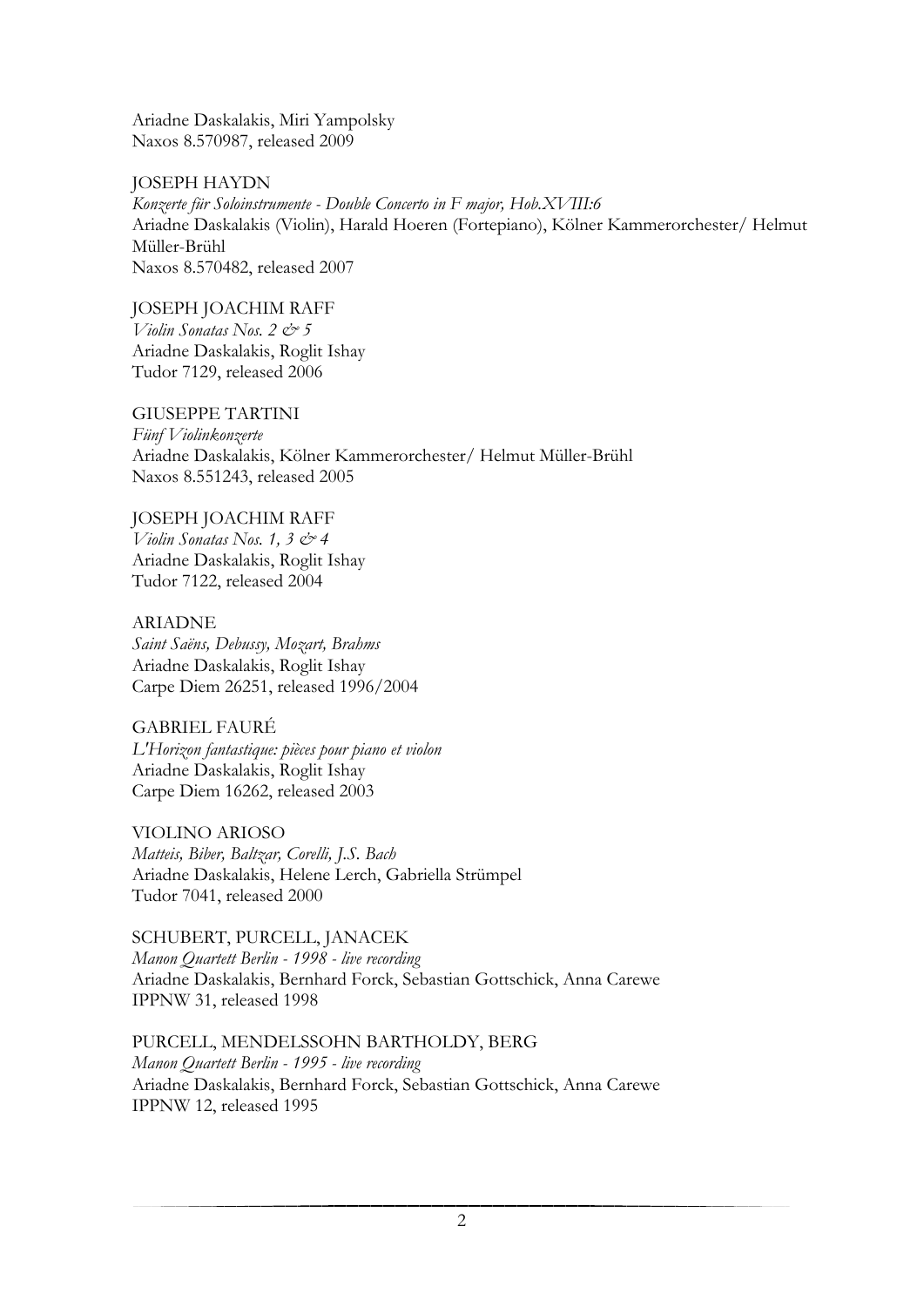Ariadne Daskalakis, Miri Yampolsky
Naxos 8.570987, released 2009

JOSEPH HAYDN
*Konzerte für Soloinstrumente - Double Concerto in F major, Hob.XVIII:6*
Ariadne Daskalakis (Violin), Harald Hoeren (Fortepiano), Kölner Kammerorchester/ Helmut Müller-Brühl
Naxos 8.570482, released 2007

JOSEPH JOACHIM RAFF
*Violin Sonatas Nos. 2 & 5*
Ariadne Daskalakis, Roglit Ishay
Tudor 7129, released 2006

GIUSEPPE TARTINI
*Fünf Violinkonzerte*
Ariadne Daskalakis, Kölner Kammerorchester/ Helmut Müller-Brühl
Naxos 8.551243, released 2005

JOSEPH JOACHIM RAFF
*Violin Sonatas Nos. 1, 3 & 4*
Ariadne Daskalakis, Roglit Ishay
Tudor 7122, released 2004

ARIADNE
*Saint Saëns, Debussy, Mozart, Brahms*
Ariadne Daskalakis, Roglit Ishay
Carpe Diem 26251, released 1996/2004

GABRIEL FAURÉ
*L'Horizon fantastique: pièces pour piano et violon*
Ariadne Daskalakis, Roglit Ishay
Carpe Diem 16262, released 2003

VIOLINO ARIOSO
*Matteis, Biber, Baltzar, Corelli, J.S. Bach*
Ariadne Daskalakis, Helene Lerch, Gabriella Strümpel
Tudor 7041, released 2000

SCHUBERT, PURCELL, JANACEK
*Manon Quartett Berlin - 1998 - live recording*
Ariadne Daskalakis, Bernhard Forck, Sebastian Gottschick, Anna Carewe
IPPNW 31, released 1998

PURCELL, MENDELSSOHN BARTHOLDY, BERG
*Manon Quartett Berlin - 1995 - live recording*
Ariadne Daskalakis, Bernhard Forck, Sebastian Gottschick, Anna Carewe
IPPNW 12, released 1995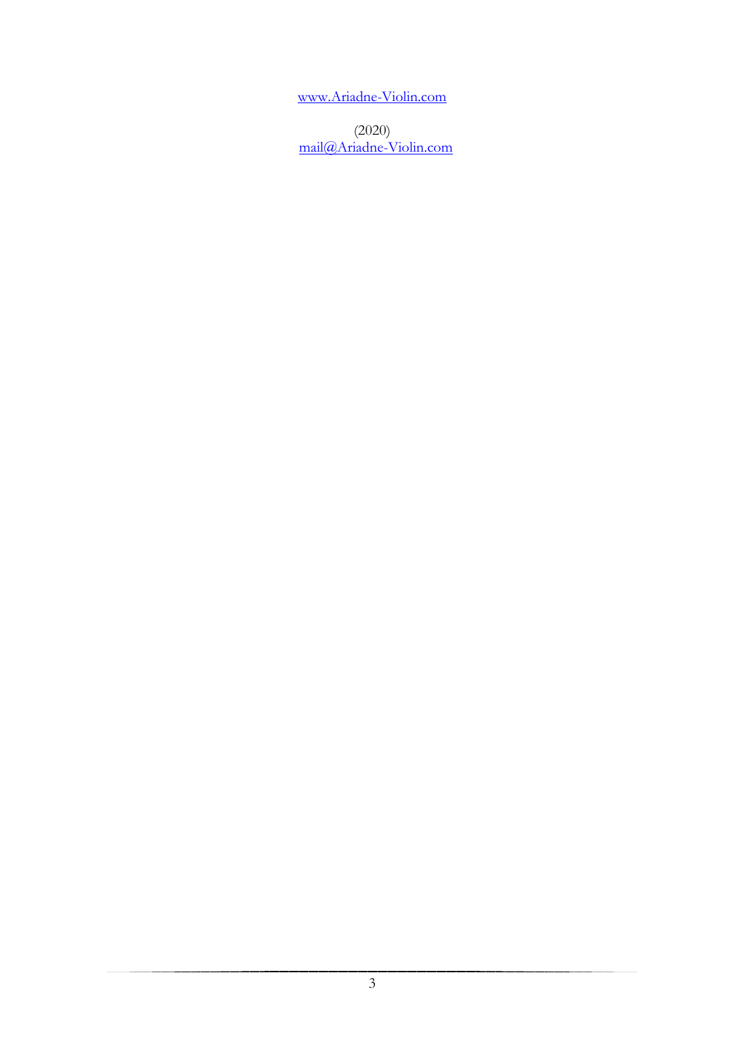www.Ariadne-Violin.com

(2020)
mail@Ariadne-Violin.com